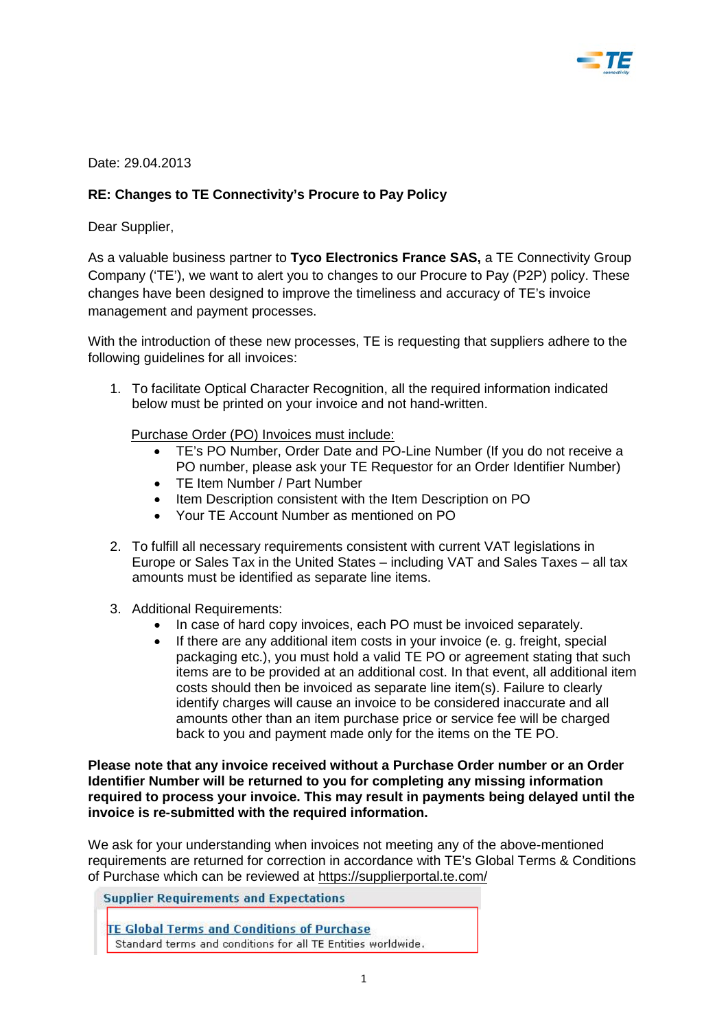Date: 29.04.2013

**RE: Changes to TE Connectivity's Procure to Pay Policy**

Dear Supplier,

As a valuable business partner to **Tyco Electronics France SAS,** a TE Connectivity Group Company ('TE'), we want to alert you to changes to our Procure to Pay (P2P) policy. These changes have been designed to improve the timeliness and accuracy of TE's invoice management and payment processes.

With the introduction of these new processes, TE is requesting that suppliers adhere to the following guidelines for all invoices:

1. To facilitate Optical Character Recognition, all the required information indicated below must be printed on your invoice and not hand-written.

   Purchase Order (PO) Invoices must include:
   - TE's PO Number, Order Date and PO-Line Number (If you do not receive a PO number, please ask your TE Requestor for an Order Identifier Number)
   - TE Item Number / Part Number
   - Item Description consistent with the Item Description on PO
   - Your TE Account Number as mentioned on PO

2. To fulfill all necessary requirements consistent with current VAT legislations in Europe or Sales Tax in the United States – including VAT and Sales Taxes – all tax amounts must be identified as separate line items.

3. Additional Requirements:
   - In case of hard copy invoices, each PO must be invoiced separately.
   - If there are any additional item costs in your invoice (e. g. freight, special packaging etc.), you must hold a valid TE PO or agreement stating that such items are to be provided at an additional cost. In that event, all additional item costs should then be invoiced as separate line item(s). Failure to clearly identify charges will cause an invoice to be considered inaccurate and all amounts other than an item purchase price or service fee will be charged back to you and payment made only for the items on the TE PO.

**Please note that any invoice received without a Purchase Order number or an Order Identifier Number will be returned to you for completing any missing information required to process your invoice. This may result in payments being delayed until the invoice is re-submitted with the required information.**

We ask for your understanding when invoices not meeting any of the above-mentioned requirements are returned for correction in accordance with TE's Global Terms & Conditions of Purchase which can be reviewed at https://supplierportal.te.com/

**Supplier Requirements and Expectations**

TE Global Terms and Conditions of Purchase
Standard terms and conditions for all TE Entities worldwide.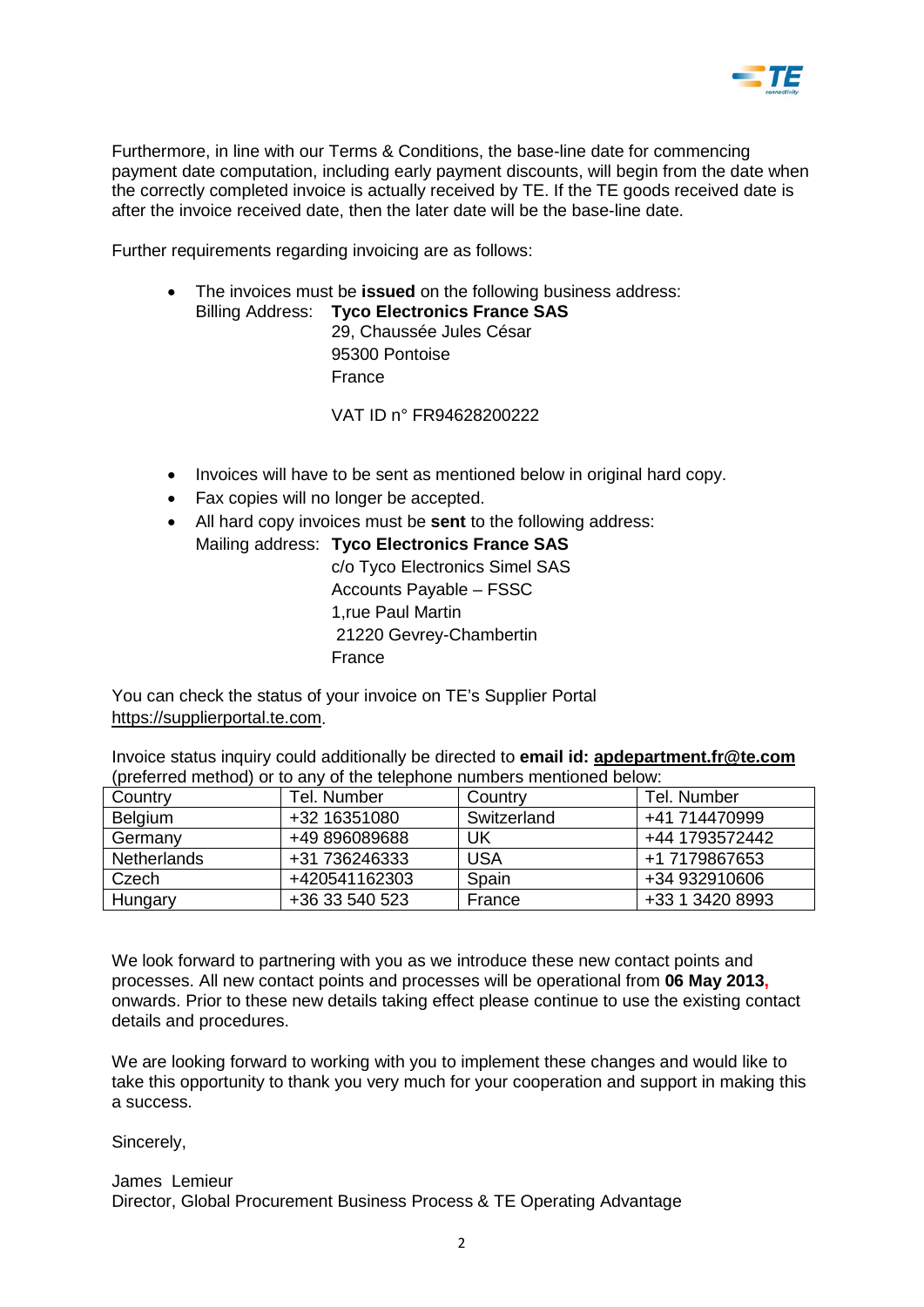Furthermore, in line with our Terms & Conditions, the base-line date for commencing payment date computation, including early payment discounts, will begin from the date when the correctly completed invoice is actually received by TE. If the TE goods received date is after the invoice received date, then the later date will be the base-line date.

Further requirements regarding invoicing are as follows:

- The invoices must be **issued** on the following business address:
  Billing Address: **Tyco Electronics France SAS**
  29, Chaussée Jules César
  95300 Pontoise
  France

  VAT ID n° FR94628200222

- Invoices will have to be sent as mentioned below in original hard copy.
- Fax copies will no longer be accepted.
- All hard copy invoices must be **sent** to the following address:
  Mailing address: **Tyco Electronics France SAS**
  c/o Tyco Electronics Simel SAS
  Accounts Payable – FSSC
  1,rue Paul Martin
  21220 Gevrey-Chambertin
  France

You can check the status of your invoice on TE's Supplier Portal https://supplierportal.te.com.

Invoice status inquiry could additionally be directed to **email id: apdepartment.fr@te.com** (preferred method) or to any of the telephone numbers mentioned below:

| Country | Tel. Number | Country | Tel. Number |
|---|---|---|---|
| Belgium | +32 16351080 | Switzerland | +41 714470999 |
| Germany | +49 896089688 | UK | +44 1793572442 |
| Netherlands | +31 736246333 | USA | +1 7179867653 |
| Czech | +420541162303 | Spain | +34 932910606 |
| Hungary | +36 33 540 523 | France | +33 1 3420 8993 |

We look forward to partnering with you as we introduce these new contact points and processes. All new contact points and processes will be operational from **06 May 2013,** onwards. Prior to these new details taking effect please continue to use the existing contact details and procedures.

We are looking forward to working with you to implement these changes and would like to take this opportunity to thank you very much for your cooperation and support in making this a success.

Sincerely,

James Lemieur
Director, Global Procurement Business Process & TE Operating Advantage